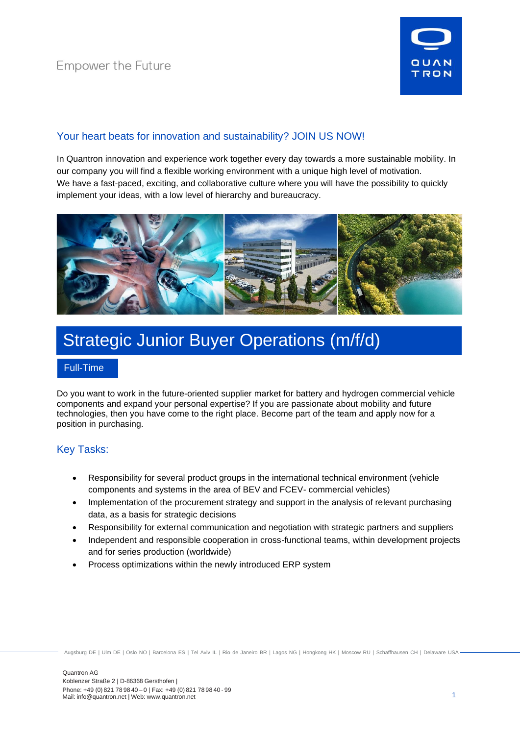Empower the Future

QUAN TRON

## Your heart beats for innovation and sustainability? JOIN US NOW!

In Quantron innovation and experience work together every day towards a more sustainable mobility. In our company you will find a flexible working environment with a unique high level of motivation.
We have a fast-paced, exciting, and collaborative culture where you will have the possibility to quickly implement your ideas, with a low level of hierarchy and bureaucracy.

# Strategic Junior Buyer Operations (m/f/d)

Full-Time

Do you want to work in the future-oriented supplier market for battery and hydrogen commercial vehicle components and expand your personal expertise? If you are passionate about mobility and future technologies, then you have come to the right place. Become part of the team and apply now for a position in purchasing.

## Key Tasks:

- Responsibility for several product groups in the international technical environment (vehicle components and systems in the area of BEV and FCEV- commercial vehicles)
- Implementation of the procurement strategy and support in the analysis of relevant purchasing data, as a basis for strategic decisions
- Responsibility for external communication and negotiation with strategic partners and suppliers
- Independent and responsible cooperation in cross-functional teams, within development projects and for series production (worldwide)
- Process optimizations within the newly introduced ERP system

Augsburg DE | Ulm DE | Oslo NO | Barcelona ES | Tel Aviv IL | Rio de Janeiro BR | Lagos NG | Hongkong HK | Moscow RU | Schaffhausen CH | Delaware USA

Quantron AG
Koblenzer Straße 2 | D-86368 Gersthofen |
Phone: +49 (0) 821 78 98 40 – 0 | Fax: +49 (0) 821 78 98 40 - 99
Mail: info@quantron.net | Web: www.quantron.net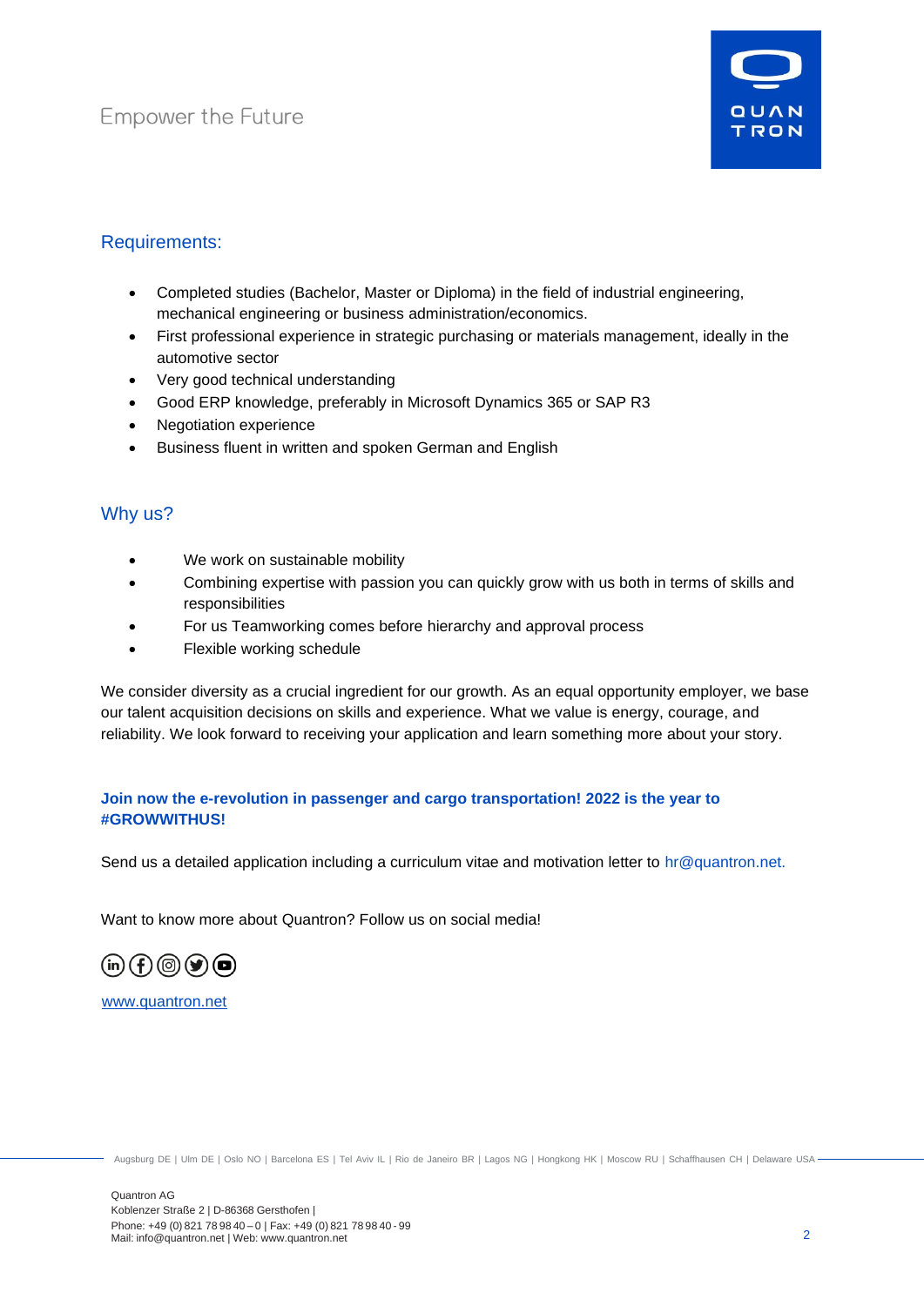## Requirements:

- Completed studies (Bachelor, Master or Diploma) in the field of industrial engineering, mechanical engineering or business administration/economics.
- First professional experience in strategic purchasing or materials management, ideally in the automotive sector
- Very good technical understanding
- Good ERP knowledge, preferably in Microsoft Dynamics 365 or SAP R3
- Negotiation experience
- Business fluent in written and spoken German and English

## Why us?

- We work on sustainable mobility
- Combining expertise with passion you can quickly grow with us both in terms of skills and responsibilities
- For us Teamworking comes before hierarchy and approval process
- Flexible working schedule

We consider diversity as a crucial ingredient for our growth. As an equal opportunity employer, we base our talent acquisition decisions on skills and experience. What we value is energy, courage, and reliability. We look forward to receiving your application and learn something more about your story.

**Join now the e-revolution in passenger and cargo transportation! 2022 is the year to #GROWWITHUS!**

Send us a detailed application including a curriculum vitae and motivation letter to hr@quantron.net.

Want to know more about Quantron? Follow us on social media!

www.quantron.net

Augsburg DE | Ulm DE | Oslo NO | Barcelona ES | Tel Aviv IL | Rio de Janeiro BR | Lagos NG | Hongkong HK | Moscow RU | Schaffhausen CH | Delaware USA

Quantron AG
Koblenzer Straße 2 | D-86368 Gersthofen |
Phone: +49 (0) 821 78 98 40 – 0 | Fax: +49 (0) 821 78 98 40 - 99
Mail: info@quantron.net | Web: www.quantron.net